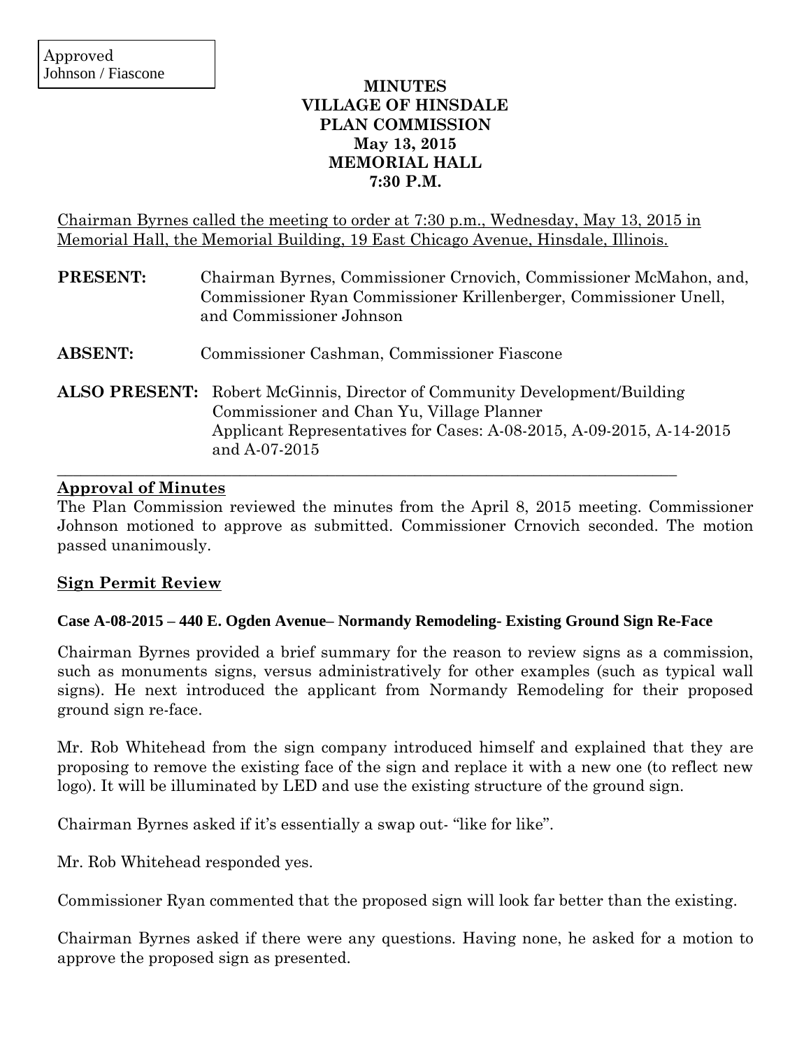Approved
Johnson / Fiascone

# MINUTES
# VILLAGE OF HINSDALE
# PLAN COMMISSION
# May 13, 2015
# MEMORIAL HALL
# 7:30 P.M.

Chairman Byrnes called the meeting to order at 7:30 p.m., Wednesday, May 13, 2015 in Memorial Hall, the Memorial Building, 19 East Chicago Avenue, Hinsdale, Illinois.

**PRESENT:** Chairman Byrnes, Commissioner Crnovich, Commissioner McMahon, and, Commissioner Ryan Commissioner Krillenberger, Commissioner Unell, and Commissioner Johnson

**ABSENT:** Commissioner Cashman, Commissioner Fiascone

**ALSO PRESENT:** Robert McGinnis, Director of Community Development/Building Commissioner and Chan Yu, Village Planner
Applicant Representatives for Cases: A-08-2015, A-09-2015, A-14-2015 and A-07-2015

---

## Approval of Minutes

The Plan Commission reviewed the minutes from the April 8, 2015 meeting. Commissioner Johnson motioned to approve as submitted. Commissioner Crnovich seconded. The motion passed unanimously.

## Sign Permit Review

### Case A-08-2015 – 440 E. Ogden Avenue– Normandy Remodeling- Existing Ground Sign Re-Face

Chairman Byrnes provided a brief summary for the reason to review signs as a commission, such as monuments signs, versus administratively for other examples (such as typical wall signs). He next introduced the applicant from Normandy Remodeling for their proposed ground sign re-face.

Mr. Rob Whitehead from the sign company introduced himself and explained that they are proposing to remove the existing face of the sign and replace it with a new one (to reflect new logo). It will be illuminated by LED and use the existing structure of the ground sign.

Chairman Byrnes asked if it's essentially a swap out- "like for like".

Mr. Rob Whitehead responded yes.

Commissioner Ryan commented that the proposed sign will look far better than the existing.

Chairman Byrnes asked if there were any questions. Having none, he asked for a motion to approve the proposed sign as presented.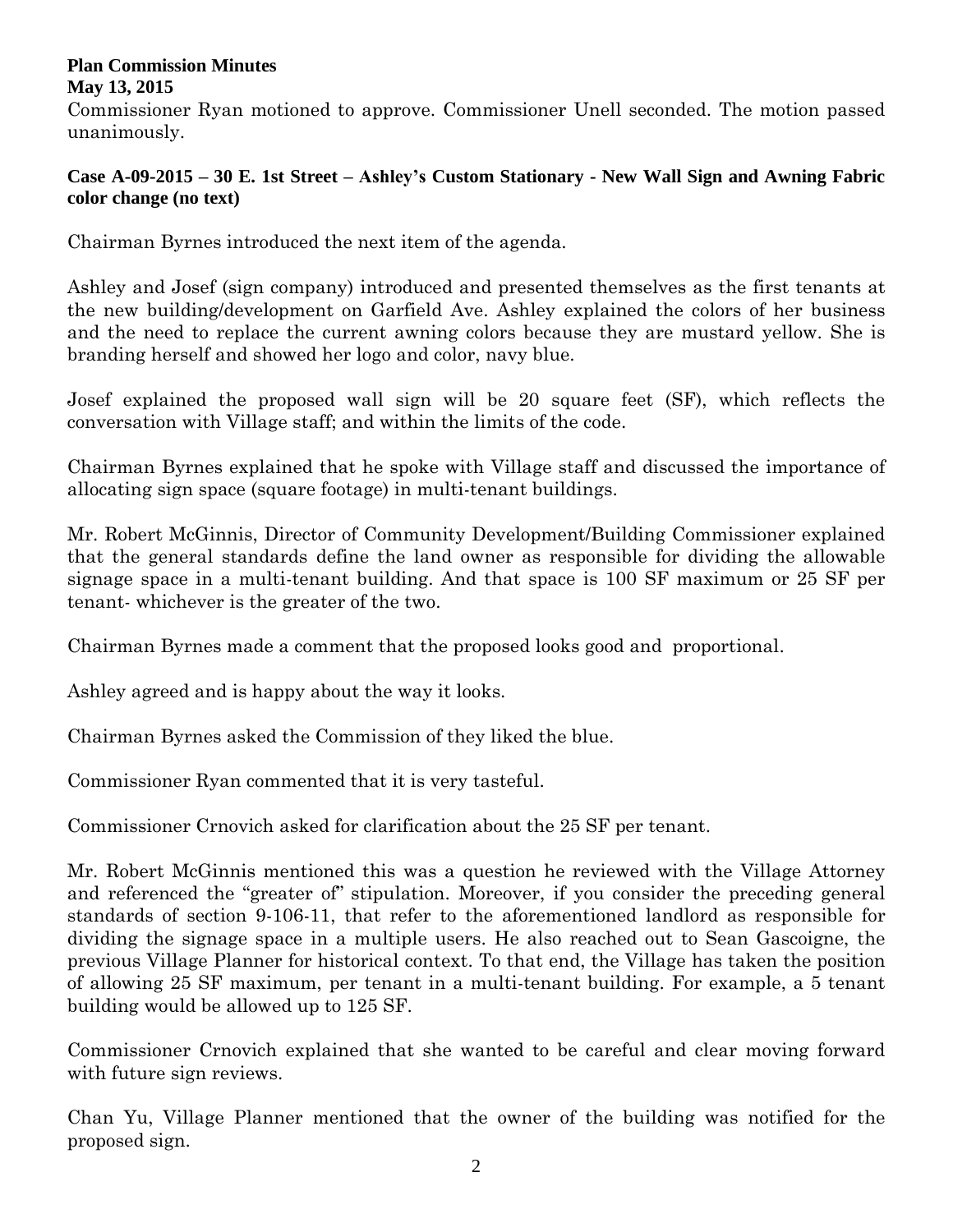Commissioner Ryan motioned to approve. Commissioner Unell seconded. The motion passed unanimously.

**Case A-09-2015 – 30 E. 1st Street – Ashley's Custom Stationary - New Wall Sign and Awning Fabric color change (no text)**

Chairman Byrnes introduced the next item of the agenda.

Ashley and Josef (sign company) introduced and presented themselves as the first tenants at the new building/development on Garfield Ave. Ashley explained the colors of her business and the need to replace the current awning colors because they are mustard yellow. She is branding herself and showed her logo and color, navy blue.

Josef explained the proposed wall sign will be 20 square feet (SF), which reflects the conversation with Village staff; and within the limits of the code.

Chairman Byrnes explained that he spoke with Village staff and discussed the importance of allocating sign space (square footage) in multi-tenant buildings.

Mr. Robert McGinnis, Director of Community Development/Building Commissioner explained that the general standards define the land owner as responsible for dividing the allowable signage space in a multi-tenant building. And that space is 100 SF maximum or 25 SF per tenant- whichever is the greater of the two.

Chairman Byrnes made a comment that the proposed looks good and proportional.

Ashley agreed and is happy about the way it looks.

Chairman Byrnes asked the Commission of they liked the blue.

Commissioner Ryan commented that it is very tasteful.

Commissioner Crnovich asked for clarification about the 25 SF per tenant.

Mr. Robert McGinnis mentioned this was a question he reviewed with the Village Attorney and referenced the "greater of" stipulation. Moreover, if you consider the preceding general standards of section 9-106-11, that refer to the aforementioned landlord as responsible for dividing the signage space in a multiple users. He also reached out to Sean Gascoigne, the previous Village Planner for historical context. To that end, the Village has taken the position of allowing 25 SF maximum, per tenant in a multi-tenant building. For example, a 5 tenant building would be allowed up to 125 SF.

Commissioner Crnovich explained that she wanted to be careful and clear moving forward with future sign reviews.

Chan Yu, Village Planner mentioned that the owner of the building was notified for the proposed sign.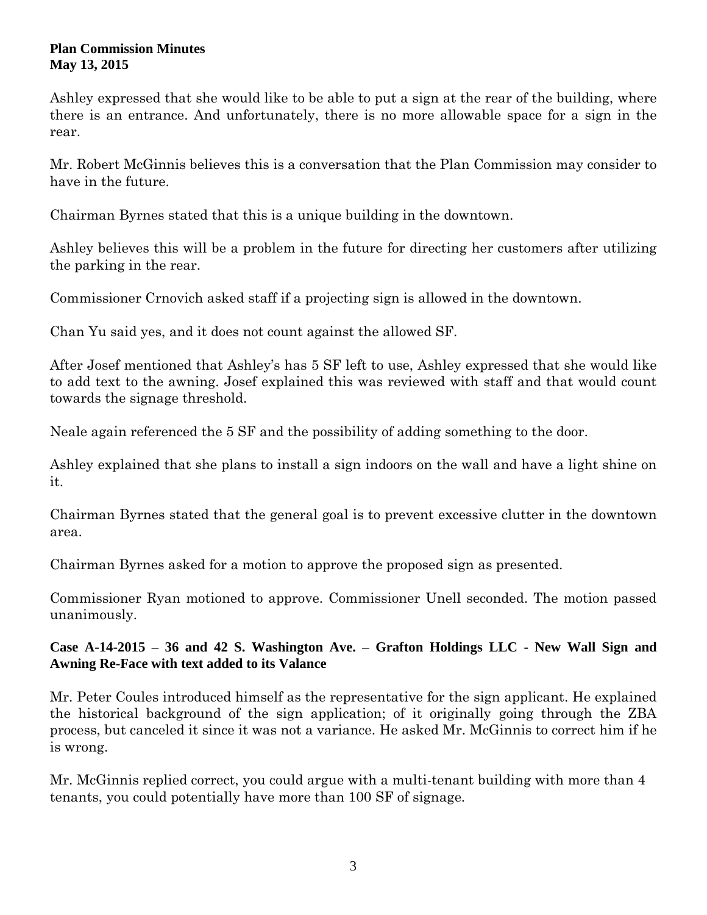Ashley expressed that she would like to be able to put a sign at the rear of the building, where there is an entrance. And unfortunately, there is no more allowable space for a sign in the rear.

Mr. Robert McGinnis believes this is a conversation that the Plan Commission may consider to have in the future.

Chairman Byrnes stated that this is a unique building in the downtown.

Ashley believes this will be a problem in the future for directing her customers after utilizing the parking in the rear.

Commissioner Crnovich asked staff if a projecting sign is allowed in the downtown.

Chan Yu said yes, and it does not count against the allowed SF.

After Josef mentioned that Ashley's has 5 SF left to use, Ashley expressed that she would like to add text to the awning. Josef explained this was reviewed with staff and that would count towards the signage threshold.

Neale again referenced the 5 SF and the possibility of adding something to the door.

Ashley explained that she plans to install a sign indoors on the wall and have a light shine on it.

Chairman Byrnes stated that the general goal is to prevent excessive clutter in the downtown area.

Chairman Byrnes asked for a motion to approve the proposed sign as presented.

Commissioner Ryan motioned to approve. Commissioner Unell seconded. The motion passed unanimously.

**Case A-14-2015 – 36 and 42 S. Washington Ave. – Grafton Holdings LLC - New Wall Sign and Awning Re-Face with text added to its Valance**

Mr. Peter Coules introduced himself as the representative for the sign applicant. He explained the historical background of the sign application; of it originally going through the ZBA process, but canceled it since it was not a variance. He asked Mr. McGinnis to correct him if he is wrong.

Mr. McGinnis replied correct, you could argue with a multi-tenant building with more than 4 tenants, you could potentially have more than 100 SF of signage.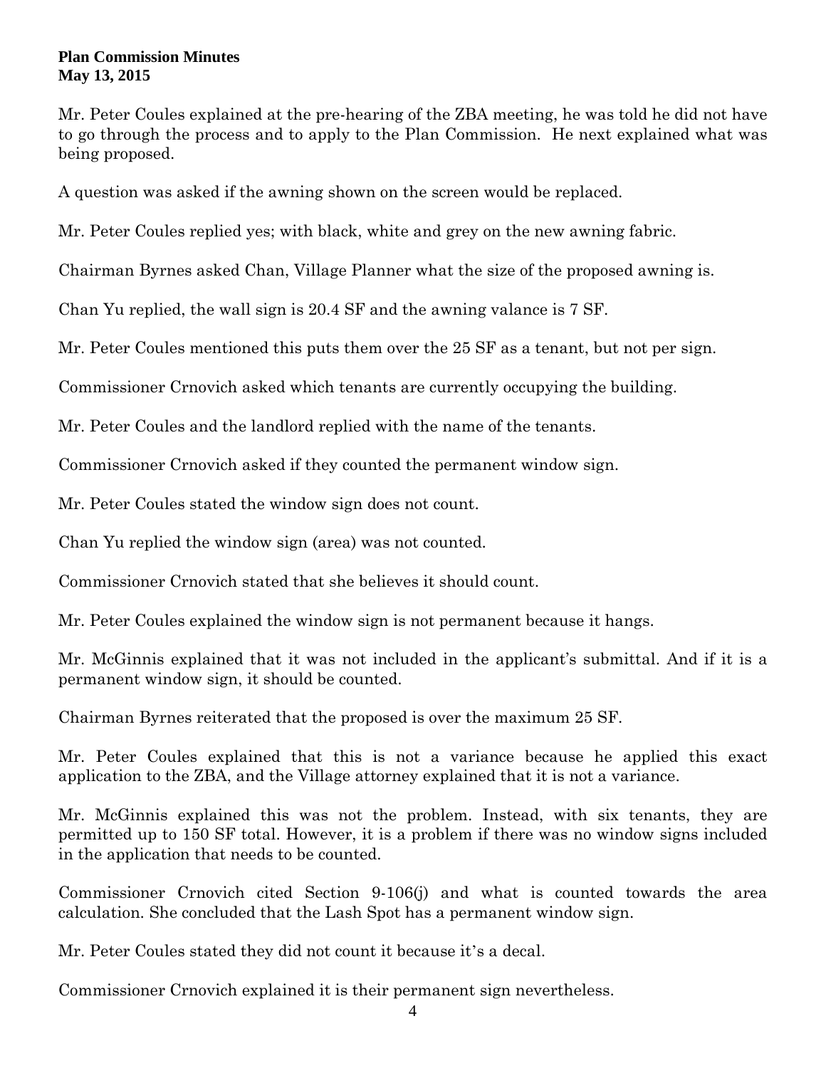Mr. Peter Coules explained at the pre-hearing of the ZBA meeting, he was told he did not have to go through the process and to apply to the Plan Commission. He next explained what was being proposed.

A question was asked if the awning shown on the screen would be replaced.

Mr. Peter Coules replied yes; with black, white and grey on the new awning fabric.

Chairman Byrnes asked Chan, Village Planner what the size of the proposed awning is.

Chan Yu replied, the wall sign is 20.4 SF and the awning valance is 7 SF.

Mr. Peter Coules mentioned this puts them over the 25 SF as a tenant, but not per sign.

Commissioner Crnovich asked which tenants are currently occupying the building.

Mr. Peter Coules and the landlord replied with the name of the tenants.

Commissioner Crnovich asked if they counted the permanent window sign.

Mr. Peter Coules stated the window sign does not count.

Chan Yu replied the window sign (area) was not counted.

Commissioner Crnovich stated that she believes it should count.

Mr. Peter Coules explained the window sign is not permanent because it hangs.

Mr. McGinnis explained that it was not included in the applicant's submittal. And if it is a permanent window sign, it should be counted.

Chairman Byrnes reiterated that the proposed is over the maximum 25 SF.

Mr. Peter Coules explained that this is not a variance because he applied this exact application to the ZBA, and the Village attorney explained that it is not a variance.

Mr. McGinnis explained this was not the problem. Instead, with six tenants, they are permitted up to 150 SF total. However, it is a problem if there was no window signs included in the application that needs to be counted.

Commissioner Crnovich cited Section 9-106(j) and what is counted towards the area calculation. She concluded that the Lash Spot has a permanent window sign.

Mr. Peter Coules stated they did not count it because it's a decal.

Commissioner Crnovich explained it is their permanent sign nevertheless.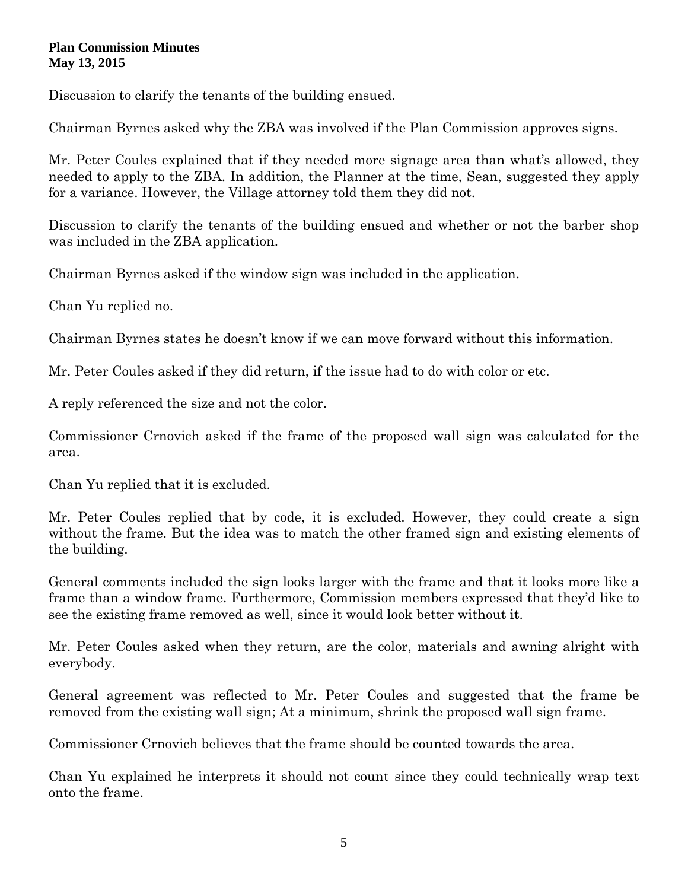Discussion to clarify the tenants of the building ensued.

Chairman Byrnes asked why the ZBA was involved if the Plan Commission approves signs.

Mr. Peter Coules explained that if they needed more signage area than what's allowed, they needed to apply to the ZBA. In addition, the Planner at the time, Sean, suggested they apply for a variance. However, the Village attorney told them they did not.

Discussion to clarify the tenants of the building ensued and whether or not the barber shop was included in the ZBA application.

Chairman Byrnes asked if the window sign was included in the application.

Chan Yu replied no.

Chairman Byrnes states he doesn't know if we can move forward without this information.

Mr. Peter Coules asked if they did return, if the issue had to do with color or etc.

A reply referenced the size and not the color.

Commissioner Crnovich asked if the frame of the proposed wall sign was calculated for the area.

Chan Yu replied that it is excluded.

Mr. Peter Coules replied that by code, it is excluded. However, they could create a sign without the frame. But the idea was to match the other framed sign and existing elements of the building.

General comments included the sign looks larger with the frame and that it looks more like a frame than a window frame. Furthermore, Commission members expressed that they'd like to see the existing frame removed as well, since it would look better without it.

Mr. Peter Coules asked when they return, are the color, materials and awning alright with everybody.

General agreement was reflected to Mr. Peter Coules and suggested that the frame be removed from the existing wall sign; At a minimum, shrink the proposed wall sign frame.

Commissioner Crnovich believes that the frame should be counted towards the area.

Chan Yu explained he interprets it should not count since they could technically wrap text onto the frame.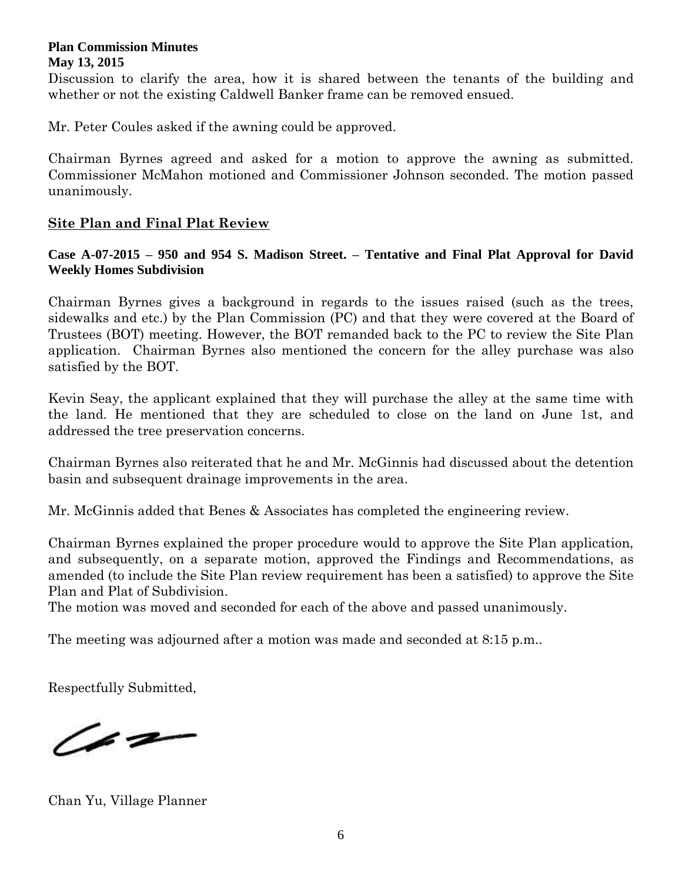**Plan Commission Minutes**
**May 13, 2015**

Discussion to clarify the area, how it is shared between the tenants of the building and whether or not the existing Caldwell Banker frame can be removed ensued.

Mr. Peter Coules asked if the awning could be approved.

Chairman Byrnes agreed and asked for a motion to approve the awning as submitted. Commissioner McMahon motioned and Commissioner Johnson seconded. The motion passed unanimously.

## Site Plan and Final Plat Review

**Case A-07-2015 – 950 and 954 S. Madison Street. – Tentative and Final Plat Approval for David Weekly Homes Subdivision**

Chairman Byrnes gives a background in regards to the issues raised (such as the trees, sidewalks and etc.) by the Plan Commission (PC) and that they were covered at the Board of Trustees (BOT) meeting. However, the BOT remanded back to the PC to review the Site Plan application. Chairman Byrnes also mentioned the concern for the alley purchase was also satisfied by the BOT.

Kevin Seay, the applicant explained that they will purchase the alley at the same time with the land. He mentioned that they are scheduled to close on the land on June 1st, and addressed the tree preservation concerns.

Chairman Byrnes also reiterated that he and Mr. McGinnis had discussed about the detention basin and subsequent drainage improvements in the area.

Mr. McGinnis added that Benes & Associates has completed the engineering review.

Chairman Byrnes explained the proper procedure would to approve the Site Plan application, and subsequently, on a separate motion, approved the Findings and Recommendations, as amended (to include the Site Plan review requirement has been a satisfied) to approve the Site Plan and Plat of Subdivision.
The motion was moved and seconded for each of the above and passed unanimously.

The meeting was adjourned after a motion was made and seconded at 8:15 p.m..

Respectfully Submitted,

Chan Yu, Village Planner